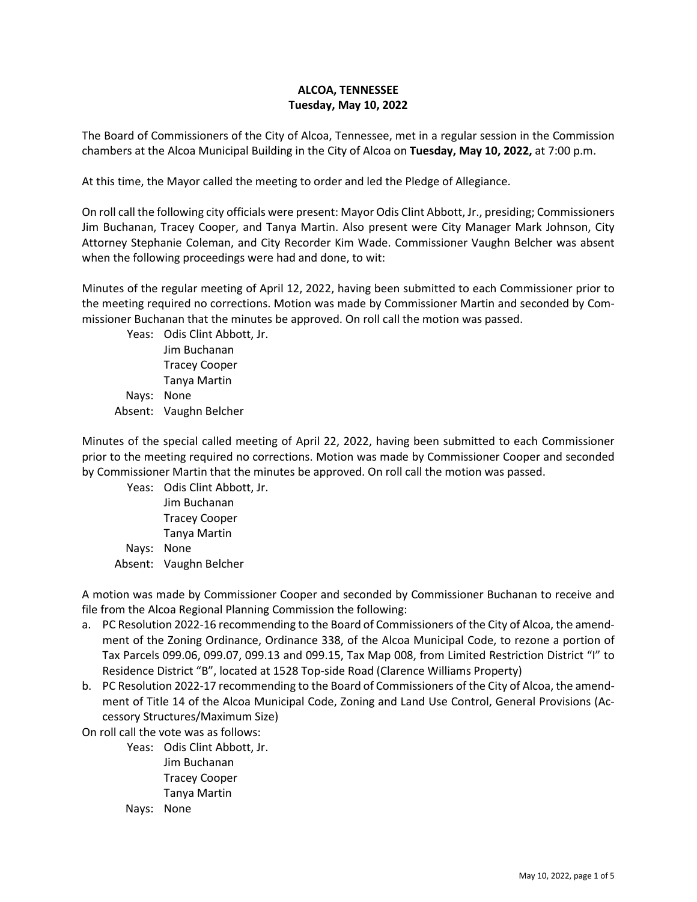**ALCOA, TENNESSEE**
**Tuesday, May 10, 2022**

The Board of Commissioners of the City of Alcoa, Tennessee, met in a regular session in the Commission chambers at the Alcoa Municipal Building in the City of Alcoa on **Tuesday, May 10, 2022,** at 7:00 p.m.

At this time, the Mayor called the meeting to order and led the Pledge of Allegiance.

On roll call the following city officials were present: Mayor Odis Clint Abbott, Jr., presiding; Commissioners Jim Buchanan, Tracey Cooper, and Tanya Martin. Also present were City Manager Mark Johnson, City Attorney Stephanie Coleman, and City Recorder Kim Wade. Commissioner Vaughn Belcher was absent when the following proceedings were had and done, to wit:

Minutes of the regular meeting of April 12, 2022, having been submitted to each Commissioner prior to the meeting required no corrections. Motion was made by Commissioner Martin and seconded by Commissioner Buchanan that the minutes be approved. On roll call the motion was passed.

Yeas: Odis Clint Abbott, Jr.
Jim Buchanan
Tracey Cooper
Tanya Martin
Nays: None
Absent: Vaughn Belcher

Minutes of the special called meeting of April 22, 2022, having been submitted to each Commissioner prior to the meeting required no corrections. Motion was made by Commissioner Cooper and seconded by Commissioner Martin that the minutes be approved. On roll call the motion was passed.

Yeas: Odis Clint Abbott, Jr.
Jim Buchanan
Tracey Cooper
Tanya Martin
Nays: None
Absent: Vaughn Belcher

A motion was made by Commissioner Cooper and seconded by Commissioner Buchanan to receive and file from the Alcoa Regional Planning Commission the following:

a. PC Resolution 2022-16 recommending to the Board of Commissioners of the City of Alcoa, the amendment of the Zoning Ordinance, Ordinance 338, of the Alcoa Municipal Code, to rezone a portion of Tax Parcels 099.06, 099.07, 099.13 and 099.15, Tax Map 008, from Limited Restriction District "I" to Residence District "B", located at 1528 Top-side Road (Clarence Williams Property)
b. PC Resolution 2022-17 recommending to the Board of Commissioners of the City of Alcoa, the amendment of Title 14 of the Alcoa Municipal Code, Zoning and Land Use Control, General Provisions (Accessory Structures/Maximum Size)

On roll call the vote was as follows:

Yeas: Odis Clint Abbott, Jr.
Jim Buchanan
Tracey Cooper
Tanya Martin
Nays: None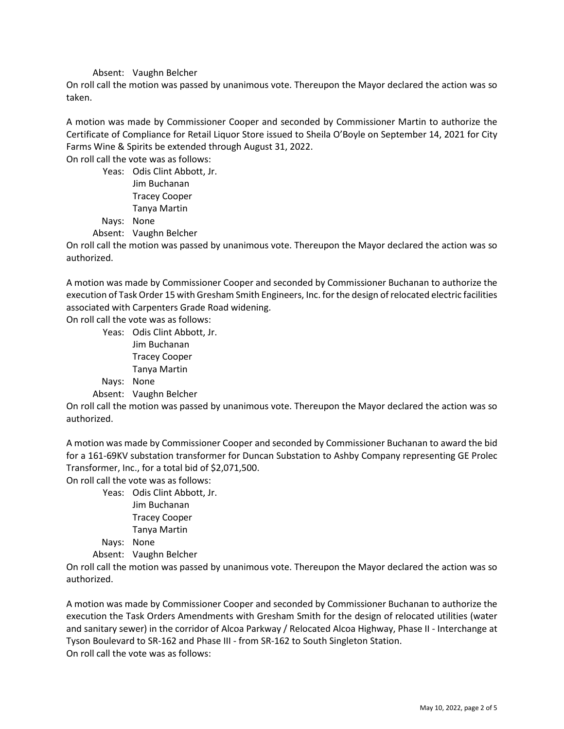Absent: Vaughn Belcher

On roll call the motion was passed by unanimous vote. Thereupon the Mayor declared the action was so taken.

A motion was made by Commissioner Cooper and seconded by Commissioner Martin to authorize the Certificate of Compliance for Retail Liquor Store issued to Sheila O'Boyle on September 14, 2021 for City Farms Wine & Spirits be extended through August 31, 2022.

On roll call the vote was as follows:

Yeas: Odis Clint Abbott, Jr.
Jim Buchanan
Tracey Cooper
Tanya Martin

Nays: None

Absent: Vaughn Belcher

On roll call the motion was passed by unanimous vote. Thereupon the Mayor declared the action was so authorized.

A motion was made by Commissioner Cooper and seconded by Commissioner Buchanan to authorize the execution of Task Order 15 with Gresham Smith Engineers, Inc. for the design of relocated electric facilities associated with Carpenters Grade Road widening.

On roll call the vote was as follows:

Yeas: Odis Clint Abbott, Jr.
Jim Buchanan
Tracey Cooper
Tanya Martin

Nays: None

Absent: Vaughn Belcher

On roll call the motion was passed by unanimous vote. Thereupon the Mayor declared the action was so authorized.

A motion was made by Commissioner Cooper and seconded by Commissioner Buchanan to award the bid for a 161-69KV substation transformer for Duncan Substation to Ashby Company representing GE Prolec Transformer, Inc., for a total bid of $2,071,500.

On roll call the vote was as follows:

Yeas: Odis Clint Abbott, Jr.
Jim Buchanan
Tracey Cooper
Tanya Martin

Nays: None

Absent: Vaughn Belcher

On roll call the motion was passed by unanimous vote. Thereupon the Mayor declared the action was so authorized.

A motion was made by Commissioner Cooper and seconded by Commissioner Buchanan to authorize the execution the Task Orders Amendments with Gresham Smith for the design of relocated utilities (water and sanitary sewer) in the corridor of Alcoa Parkway / Relocated Alcoa Highway, Phase II - Interchange at Tyson Boulevard to SR-162 and Phase III - from SR-162 to South Singleton Station.

On roll call the vote was as follows: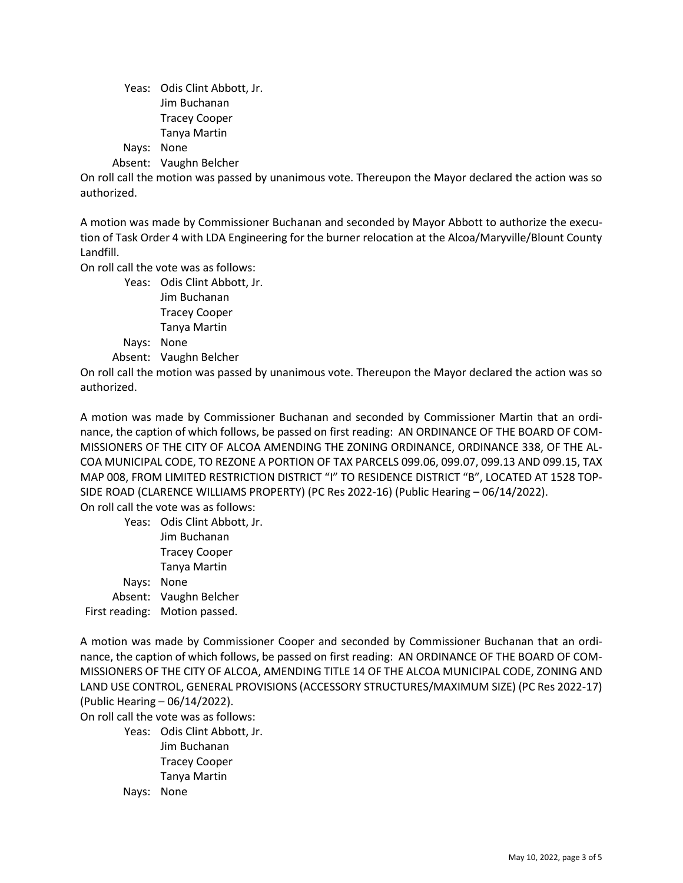Yeas: Odis Clint Abbott, Jr.
Jim Buchanan
Tracey Cooper
Tanya Martin

Nays: None

Absent: Vaughn Belcher

On roll call the motion was passed by unanimous vote. Thereupon the Mayor declared the action was so authorized.

A motion was made by Commissioner Buchanan and seconded by Mayor Abbott to authorize the execution of Task Order 4 with LDA Engineering for the burner relocation at the Alcoa/Maryville/Blount County Landfill.

On roll call the vote was as follows:

Yeas: Odis Clint Abbott, Jr.
Jim Buchanan
Tracey Cooper
Tanya Martin

Nays: None

Absent: Vaughn Belcher

On roll call the motion was passed by unanimous vote. Thereupon the Mayor declared the action was so authorized.

A motion was made by Commissioner Buchanan and seconded by Commissioner Martin that an ordinance, the caption of which follows, be passed on first reading: AN ORDINANCE OF THE BOARD OF COMMISSIONERS OF THE CITY OF ALCOA AMENDING THE ZONING ORDINANCE, ORDINANCE 338, OF THE ALCOA MUNICIPAL CODE, TO REZONE A PORTION OF TAX PARCELS 099.06, 099.07, 099.13 AND 099.15, TAX MAP 008, FROM LIMITED RESTRICTION DISTRICT "I" TO RESIDENCE DISTRICT "B", LOCATED AT 1528 TOPSIDE ROAD (CLARENCE WILLIAMS PROPERTY) (PC Res 2022-16) (Public Hearing – 06/14/2022).

On roll call the vote was as follows:

Yeas: Odis Clint Abbott, Jr.
Jim Buchanan
Tracey Cooper
Tanya Martin

Nays: None

Absent: Vaughn Belcher

First reading: Motion passed.

A motion was made by Commissioner Cooper and seconded by Commissioner Buchanan that an ordinance, the caption of which follows, be passed on first reading: AN ORDINANCE OF THE BOARD OF COMMISSIONERS OF THE CITY OF ALCOA, AMENDING TITLE 14 OF THE ALCOA MUNICIPAL CODE, ZONING AND LAND USE CONTROL, GENERAL PROVISIONS (ACCESSORY STRUCTURES/MAXIMUM SIZE) (PC Res 2022-17) (Public Hearing – 06/14/2022).

On roll call the vote was as follows:

Yeas: Odis Clint Abbott, Jr.
Jim Buchanan
Tracey Cooper
Tanya Martin

Nays: None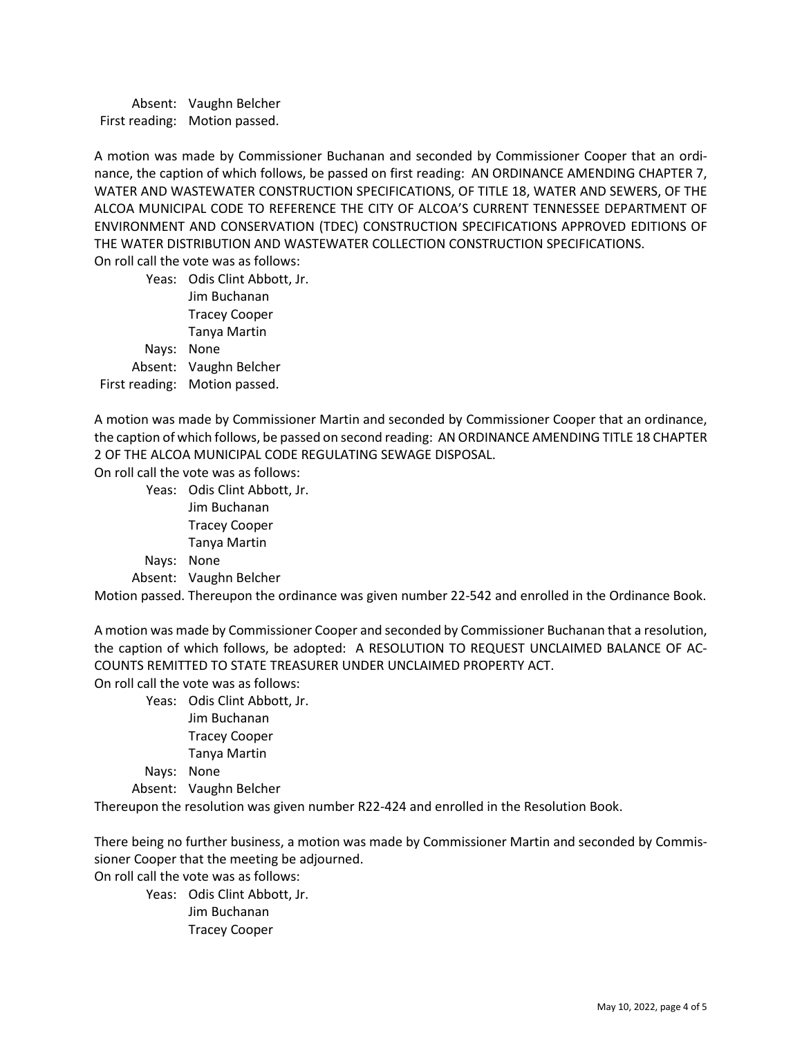Absent: Vaughn Belcher
First reading: Motion passed.

A motion was made by Commissioner Buchanan and seconded by Commissioner Cooper that an ordinance, the caption of which follows, be passed on first reading: AN ORDINANCE AMENDING CHAPTER 7, WATER AND WASTEWATER CONSTRUCTION SPECIFICATIONS, OF TITLE 18, WATER AND SEWERS, OF THE ALCOA MUNICIPAL CODE TO REFERENCE THE CITY OF ALCOA'S CURRENT TENNESSEE DEPARTMENT OF ENVIRONMENT AND CONSERVATION (TDEC) CONSTRUCTION SPECIFICATIONS APPROVED EDITIONS OF THE WATER DISTRIBUTION AND WASTEWATER COLLECTION CONSTRUCTION SPECIFICATIONS.
On roll call the vote was as follows:

Yeas: Odis Clint Abbott, Jr.
Jim Buchanan
Tracey Cooper
Tanya Martin
Nays: None
Absent: Vaughn Belcher
First reading: Motion passed.

A motion was made by Commissioner Martin and seconded by Commissioner Cooper that an ordinance, the caption of which follows, be passed on second reading: AN ORDINANCE AMENDING TITLE 18 CHAPTER 2 OF THE ALCOA MUNICIPAL CODE REGULATING SEWAGE DISPOSAL.
On roll call the vote was as follows:

Yeas: Odis Clint Abbott, Jr.
Jim Buchanan
Tracey Cooper
Tanya Martin
Nays: None
Absent: Vaughn Belcher

Motion passed. Thereupon the ordinance was given number 22-542 and enrolled in the Ordinance Book.

A motion was made by Commissioner Cooper and seconded by Commissioner Buchanan that a resolution, the caption of which follows, be adopted: A RESOLUTION TO REQUEST UNCLAIMED BALANCE OF ACCOUNTS REMITTED TO STATE TREASURER UNDER UNCLAIMED PROPERTY ACT.
On roll call the vote was as follows:

Yeas: Odis Clint Abbott, Jr.
Jim Buchanan
Tracey Cooper
Tanya Martin
Nays: None
Absent: Vaughn Belcher

Thereupon the resolution was given number R22-424 and enrolled in the Resolution Book.

There being no further business, a motion was made by Commissioner Martin and seconded by Commissioner Cooper that the meeting be adjourned.
On roll call the vote was as follows:

Yeas: Odis Clint Abbott, Jr.
Jim Buchanan
Tracey Cooper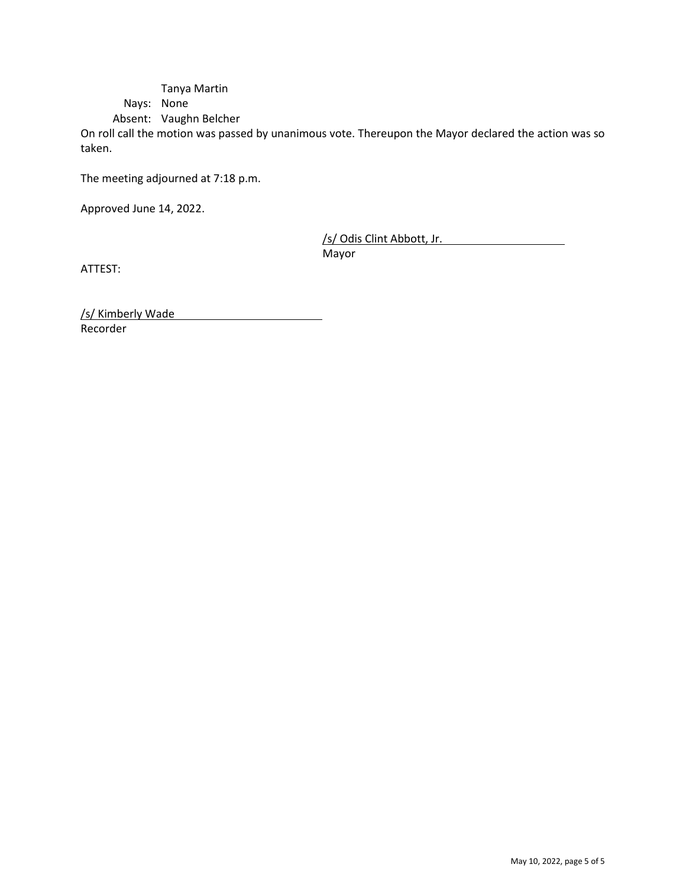Tanya Martin

Nays: None

Absent: Vaughn Belcher

On roll call the motion was passed by unanimous vote. Thereupon the Mayor declared the action was so taken.

The meeting adjourned at 7:18 p.m.

Approved June 14, 2022.

/s/ Odis Clint Abbott, Jr.
Mayor

ATTEST:

/s/ Kimberly Wade
Recorder